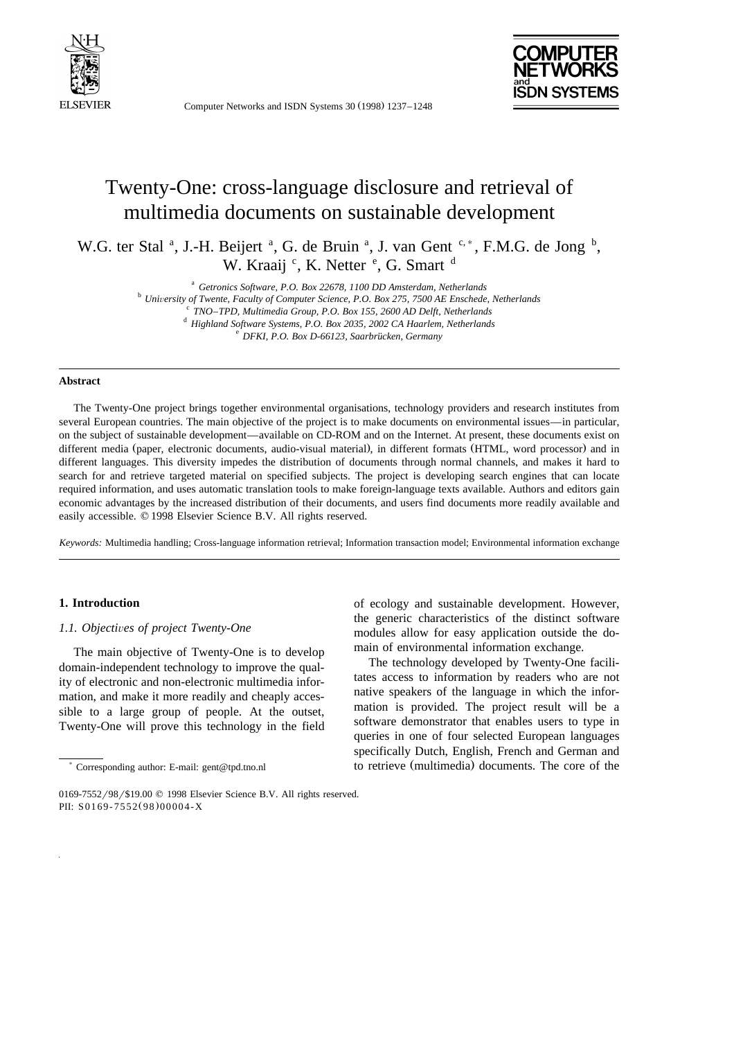# Twenty-One: cross-language disclosure and retrieval of multimedia documents on sustainable development

W.G. ter Stal [a], J.-H. Beijert [a], G. de Bruin [a], J. van Gent [c,*], F.M.G. de Jong [b], W. Kraaij [c], K. Netter [e], G. Smart [d]

[a] *Getronics Software, P.O. Box 22678, 1100 DD Amsterdam, Netherlands*
[b] *University of Twente, Faculty of Computer Science, P.O. Box 275, 7500 AE Enschede, Netherlands*
[c] *TNO–TPD, Multimedia Group, P.O. Box 155, 2600 AD Delft, Netherlands*
[d] *Highland Software Systems, P.O. Box 2035, 2002 CA Haarlem, Netherlands*
[e] *DFKI, P.O. Box D-66123, Saarbrücken, Germany*

## Abstract

The Twenty-One project brings together environmental organisations, technology providers and research institutes from several European countries. The main objective of the project is to make documents on environmental issues—in particular, on the subject of sustainable development—available on CD-ROM and on the Internet. At present, these documents exist on different media (paper, electronic documents, audio-visual material), in different formats (HTML, word processor) and in different languages. This diversity impedes the distribution of documents through normal channels, and makes it hard to search for and retrieve targeted material on specified subjects. The project is developing search engines that can locate required information, and uses automatic translation tools to make foreign-language texts available. Authors and editors gain economic advantages by the increased distribution of their documents, and users find documents more readily available and easily accessible. © 1998 Elsevier Science B.V. All rights reserved.

*Keywords:* Multimedia handling; Cross-language information retrieval; Information transaction model; Environmental information exchange

## 1. Introduction

### 1.1. Objectives of project Twenty-One

The main objective of Twenty-One is to develop domain-independent technology to improve the quality of electronic and non-electronic multimedia information, and make it more readily and cheaply accessible to a large group of people. At the outset, Twenty-One will prove this technology in the field of ecology and sustainable development. However, the generic characteristics of the distinct software modules allow for easy application outside the domain of environmental information exchange.

The technology developed by Twenty-One facilitates access to information by readers who are not native speakers of the language in which the information is provided. The project result will be a software demonstrator that enables users to type in queries in one of four selected European languages specifically Dutch, English, French and German and to retrieve (multimedia) documents. The core of the

* Corresponding author: E-mail: gent@tpd.tno.nl

0169-7552/98/$19.00 © 1998 Elsevier Science B.V. All rights reserved.
PII: S0169-7552(98)00004-X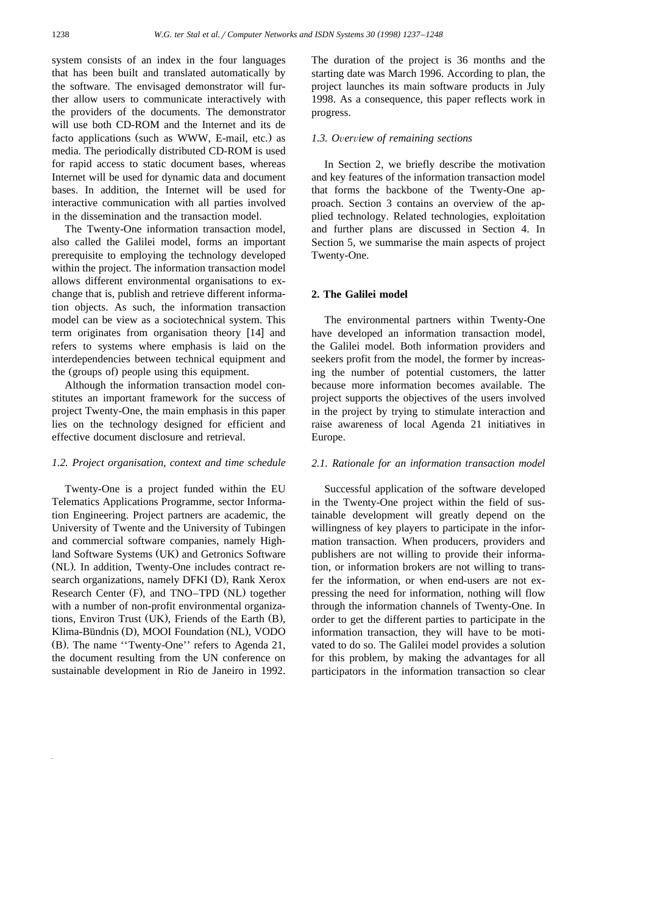system consists of an index in the four languages that has been built and translated automatically by the software. The envisaged demonstrator will further allow users to communicate interactively with the providers of the documents. The demonstrator will use both CD-ROM and the Internet and its de facto applications (such as WWW, E-mail, etc.) as media. The periodically distributed CD-ROM is used for rapid access to static document bases, whereas Internet will be used for dynamic data and document bases. In addition, the Internet will be used for interactive communication with all parties involved in the dissemination and the transaction model.

The Twenty-One information transaction model, also called the Galilei model, forms an important prerequisite to employing the technology developed within the project. The information transaction model allows different environmental organisations to exchange that is, publish and retrieve different information objects. As such, the information transaction model can be view as a sociotechnical system. This term originates from organisation theory [14] and refers to systems where emphasis is laid on the interdependencies between technical equipment and the (groups of) people using this equipment.

Although the information transaction model constitutes an important framework for the success of project Twenty-One, the main emphasis in this paper lies on the technology designed for efficient and effective document disclosure and retrieval.

### *1.2. Project organisation, context and time schedule*

Twenty-One is a project funded within the EU Telematics Applications Programme, sector Information Engineering. Project partners are academic, the University of Twente and the University of Tubingen and commercial software companies, namely Highland Software Systems (UK) and Getronics Software (NL). In addition, Twenty-One includes contract research organizations, namely DFKI (D), Rank Xerox Research Center (F), and TNO–TPD (NL) together with a number of non-profit environmental organizations, Environ Trust (UK), Friends of the Earth (B), Klima-Bündnis (D), MOOI Foundation (NL), VODO (B). The name ''Twenty-One'' refers to Agenda 21, the document resulting from the UN conference on sustainable development in Rio de Janeiro in 1992. The duration of the project is 36 months and the starting date was March 1996. According to plan, the project launches its main software products in July 1998. As a consequence, this paper reflects work in progress.

### *1.3. Overview of remaining sections*

In Section 2, we briefly describe the motivation and key features of the information transaction model that forms the backbone of the Twenty-One approach. Section 3 contains an overview of the applied technology. Related technologies, exploitation and further plans are discussed in Section 4. In Section 5, we summarise the main aspects of project Twenty-One.

## 2. The Galilei model

The environmental partners within Twenty-One have developed an information transaction model, the Galilei model. Both information providers and seekers profit from the model, the former by increasing the number of potential customers, the latter because more information becomes available. The project supports the objectives of the users involved in the project by trying to stimulate interaction and raise awareness of local Agenda 21 initiatives in Europe.

### *2.1. Rationale for an information transaction model*

Successful application of the software developed in the Twenty-One project within the field of sustainable development will greatly depend on the willingness of key players to participate in the information transaction. When producers, providers and publishers are not willing to provide their information, or information brokers are not willing to transfer the information, or when end-users are not expressing the need for information, nothing will flow through the information channels of Twenty-One. In order to get the different parties to participate in the information transaction, they will have to be motivated to do so. The Galilei model provides a solution for this problem, by making the advantages for all participators in the information transaction so clear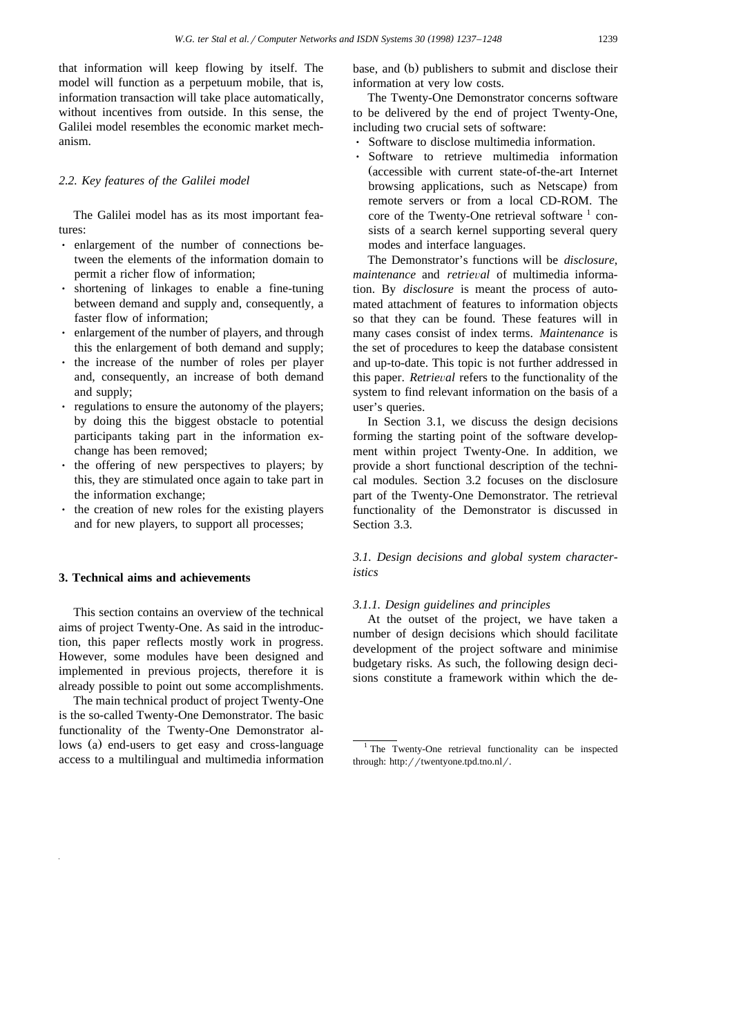that information will keep flowing by itself. The model will function as a perpetuum mobile, that is, information transaction will take place automatically, without incentives from outside. In this sense, the Galilei model resembles the economic market mechanism.

### 2.2. Key features of the Galilei model

The Galilei model has as its most important features:

- enlargement of the number of connections between the elements of the information domain to permit a richer flow of information;
- shortening of linkages to enable a fine-tuning between demand and supply and, consequently, a faster flow of information;
- enlargement of the number of players, and through this the enlargement of both demand and supply;
- the increase of the number of roles per player and, consequently, an increase of both demand and supply;
- regulations to ensure the autonomy of the players; by doing this the biggest obstacle to potential participants taking part in the information exchange has been removed;
- the offering of new perspectives to players; by this, they are stimulated once again to take part in the information exchange;
- the creation of new roles for the existing players and for new players, to support all processes;

## 3. Technical aims and achievements

This section contains an overview of the technical aims of project Twenty-One. As said in the introduction, this paper reflects mostly work in progress. However, some modules have been designed and implemented in previous projects, therefore it is already possible to point out some accomplishments.

The main technical product of project Twenty-One is the so-called Twenty-One Demonstrator. The basic functionality of the Twenty-One Demonstrator allows (a) end-users to get easy and cross-language access to a multilingual and multimedia information base, and (b) publishers to submit and disclose their information at very low costs.

The Twenty-One Demonstrator concerns software to be delivered by the end of project Twenty-One, including two crucial sets of software:

- Software to disclose multimedia information.
- Software to retrieve multimedia information (accessible with current state-of-the-art Internet browsing applications, such as Netscape) from remote servers or from a local CD-ROM. The core of the Twenty-One retrieval software [1] consists of a search kernel supporting several query modes and interface languages.

The Demonstrator's functions will be *disclosure*, *maintenance* and *retrieval* of multimedia information. By *disclosure* is meant the process of automated attachment of features to information objects so that they can be found. These features will in many cases consist of index terms. *Maintenance* is the set of procedures to keep the database consistent and up-to-date. This topic is not further addressed in this paper. *Retrieval* refers to the functionality of the system to find relevant information on the basis of a user's queries.

In Section 3.1, we discuss the design decisions forming the starting point of the software development within project Twenty-One. In addition, we provide a short functional description of the technical modules. Section 3.2 focuses on the disclosure part of the Twenty-One Demonstrator. The retrieval functionality of the Demonstrator is discussed in Section 3.3.

### 3.1. Design decisions and global system characteristics

#### 3.1.1. Design guidelines and principles

At the outset of the project, we have taken a number of design decisions which should facilitate development of the project software and minimise budgetary risks. As such, the following design decisions constitute a framework within which the de-

[1] The Twenty-One retrieval functionality can be inspected through: http://twentyone.tpd.tno.nl/.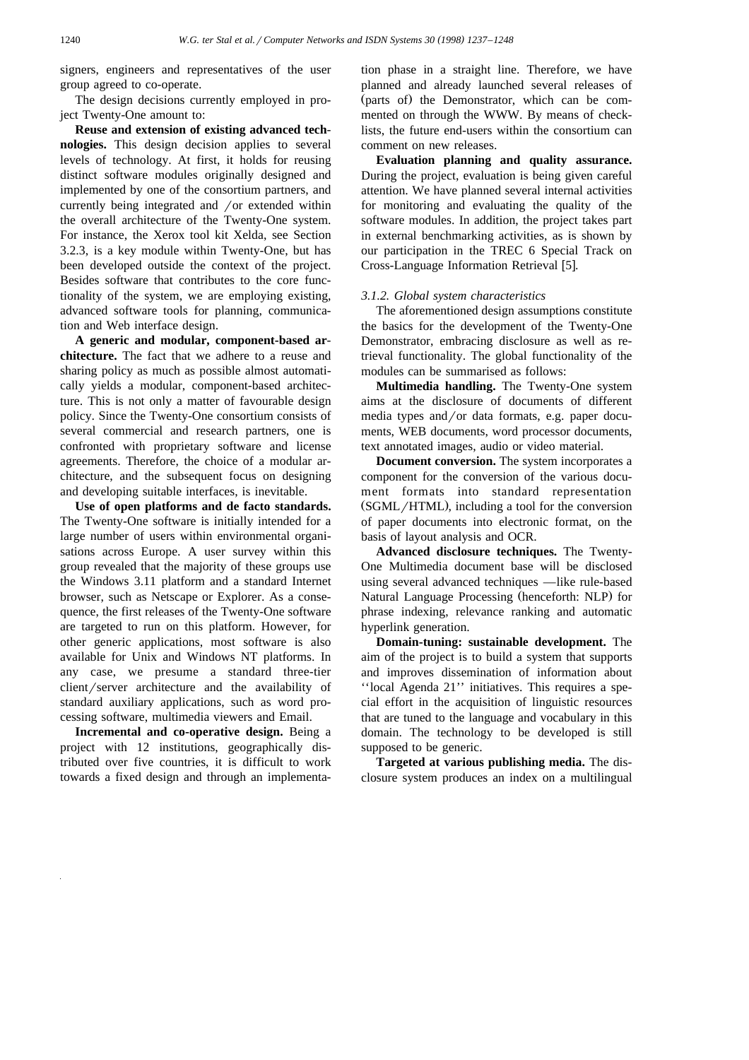signers, engineers and representatives of the user group agreed to co-operate.

The design decisions currently employed in project Twenty-One amount to:

**Reuse and extension of existing advanced technologies.** This design decision applies to several levels of technology. At first, it holds for reusing distinct software modules originally designed and implemented by one of the consortium partners, and currently being integrated and/or extended within the overall architecture of the Twenty-One system. For instance, the Xerox tool kit Xelda, see Section 3.2.3, is a key module within Twenty-One, but has been developed outside the context of the project. Besides software that contributes to the core functionality of the system, we are employing existing, advanced software tools for planning, communication and Web interface design.

**A generic and modular, component-based architecture.** The fact that we adhere to a reuse and sharing policy as much as possible almost automatically yields a modular, component-based architecture. This is not only a matter of favourable design policy. Since the Twenty-One consortium consists of several commercial and research partners, one is confronted with proprietary software and license agreements. Therefore, the choice of a modular architecture, and the subsequent focus on designing and developing suitable interfaces, is inevitable.

**Use of open platforms and de facto standards.** The Twenty-One software is initially intended for a large number of users within environmental organisations across Europe. A user survey within this group revealed that the majority of these groups use the Windows 3.11 platform and a standard Internet browser, such as Netscape or Explorer. As a consequence, the first releases of the Twenty-One software are targeted to run on this platform. However, for other generic applications, most software is also available for Unix and Windows NT platforms. In any case, we presume a standard three-tier client/server architecture and the availability of standard auxiliary applications, such as word processing software, multimedia viewers and Email.

**Incremental and co-operative design.** Being a project with 12 institutions, geographically distributed over five countries, it is difficult to work towards a fixed design and through an implementation phase in a straight line. Therefore, we have planned and already launched several releases of (parts of) the Demonstrator, which can be commented on through the WWW. By means of checklists, the future end-users within the consortium can comment on new releases.

**Evaluation planning and quality assurance.** During the project, evaluation is being given careful attention. We have planned several internal activities for monitoring and evaluating the quality of the software modules. In addition, the project takes part in external benchmarking activities, as is shown by our participation in the TREC 6 Special Track on Cross-Language Information Retrieval [5].

*3.1.2. Global system characteristics*

The aforementioned design assumptions constitute the basics for the development of the Twenty-One Demonstrator, embracing disclosure as well as retrieval functionality. The global functionality of the modules can be summarised as follows:

**Multimedia handling.** The Twenty-One system aims at the disclosure of documents of different media types and/or data formats, e.g. paper documents, WEB documents, word processor documents, text annotated images, audio or video material.

**Document conversion.** The system incorporates a component for the conversion of the various document formats into standard representation (SGML/HTML), including a tool for the conversion of paper documents into electronic format, on the basis of layout analysis and OCR.

**Advanced disclosure techniques.** The Twenty-One Multimedia document base will be disclosed using several advanced techniques —like rule-based Natural Language Processing (henceforth: NLP) for phrase indexing, relevance ranking and automatic hyperlink generation.

**Domain-tuning: sustainable development.** The aim of the project is to build a system that supports and improves dissemination of information about ''local Agenda 21'' initiatives. This requires a special effort in the acquisition of linguistic resources that are tuned to the language and vocabulary in this domain. The technology to be developed is still supposed to be generic.

**Targeted at various publishing media.** The disclosure system produces an index on a multilingual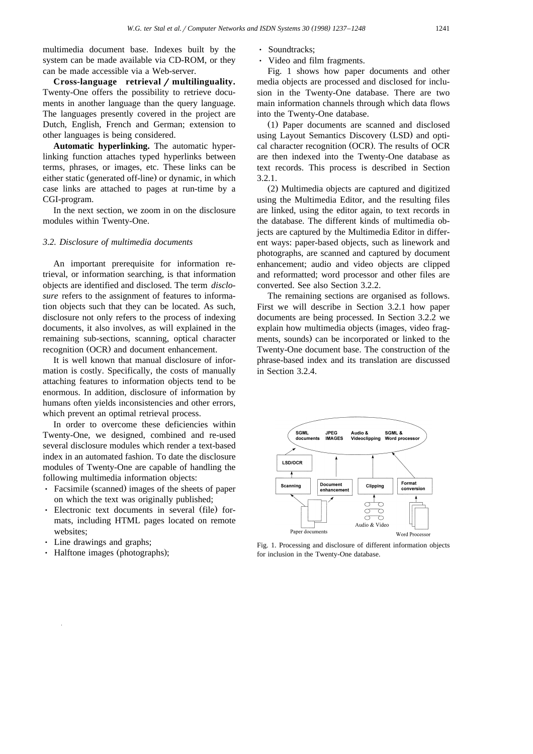multimedia document base. Indexes built by the system can be made available via CD-ROM, or they can be made accessible via a Web-server.

**Cross-language retrieval / multilinguality.** Twenty-One offers the possibility to retrieve documents in another language than the query language. The languages presently covered in the project are Dutch, English, French and German; extension to other languages is being considered.

**Automatic hyperlinking.** The automatic hyperlinking function attaches typed hyperlinks between terms, phrases, or images, etc. These links can be either static (generated off-line) or dynamic, in which case links are attached to pages at run-time by a CGI-program.

In the next section, we zoom in on the disclosure modules within Twenty-One.

### *3.2. Disclosure of multimedia documents*

An important prerequisite for information retrieval, or information searching, is that information objects are identified and disclosed. The term *disclosure* refers to the assignment of features to information objects such that they can be located. As such, disclosure not only refers to the process of indexing documents, it also involves, as will explained in the remaining sub-sections, scanning, optical character recognition (OCR) and document enhancement.

It is well known that manual disclosure of information is costly. Specifically, the costs of manually attaching features to information objects tend to be enormous. In addition, disclosure of information by humans often yields inconsistencies and other errors, which prevent an optimal retrieval process.

In order to overcome these deficiencies within Twenty-One, we designed, combined and re-used several disclosure modules which render a text-based index in an automated fashion. To date the disclosure modules of Twenty-One are capable of handling the following multimedia information objects:

- Facsimile (scanned) images of the sheets of paper on which the text was originally published;
- Electronic text documents in several (file) formats, including HTML pages located on remote websites;
- Line drawings and graphs;
- Halftone images (photographs);
- Soundtracks;
- Video and film fragments.

Fig. 1 shows how paper documents and other media objects are processed and disclosed for inclusion in the Twenty-One database. There are two main information channels through which data flows into the Twenty-One database.

(1) Paper documents are scanned and disclosed using Layout Semantics Discovery (LSD) and optical character recognition (OCR). The results of OCR are then indexed into the Twenty-One database as text records. This process is described in Section 3.2.1.

(2) Multimedia objects are captured and digitized using the Multimedia Editor, and the resulting files are linked, using the editor again, to text records in the database. The different kinds of multimedia objects are captured by the Multimedia Editor in different ways: paper-based objects, such as linework and photographs, are scanned and captured by document enhancement; audio and video objects are clipped and reformatted; word processor and other files are converted. See also Section 3.2.2.

The remaining sections are organised as follows. First we will describe in Section 3.2.1 how paper documents are being processed. In Section 3.2.2 we explain how multimedia objects (images, video fragments, sounds) can be incorporated or linked to the Twenty-One document base. The construction of the phrase-based index and its translation are discussed in Section 3.2.4.

Fig. 1. Processing and disclosure of different information objects for inclusion in the Twenty-One database.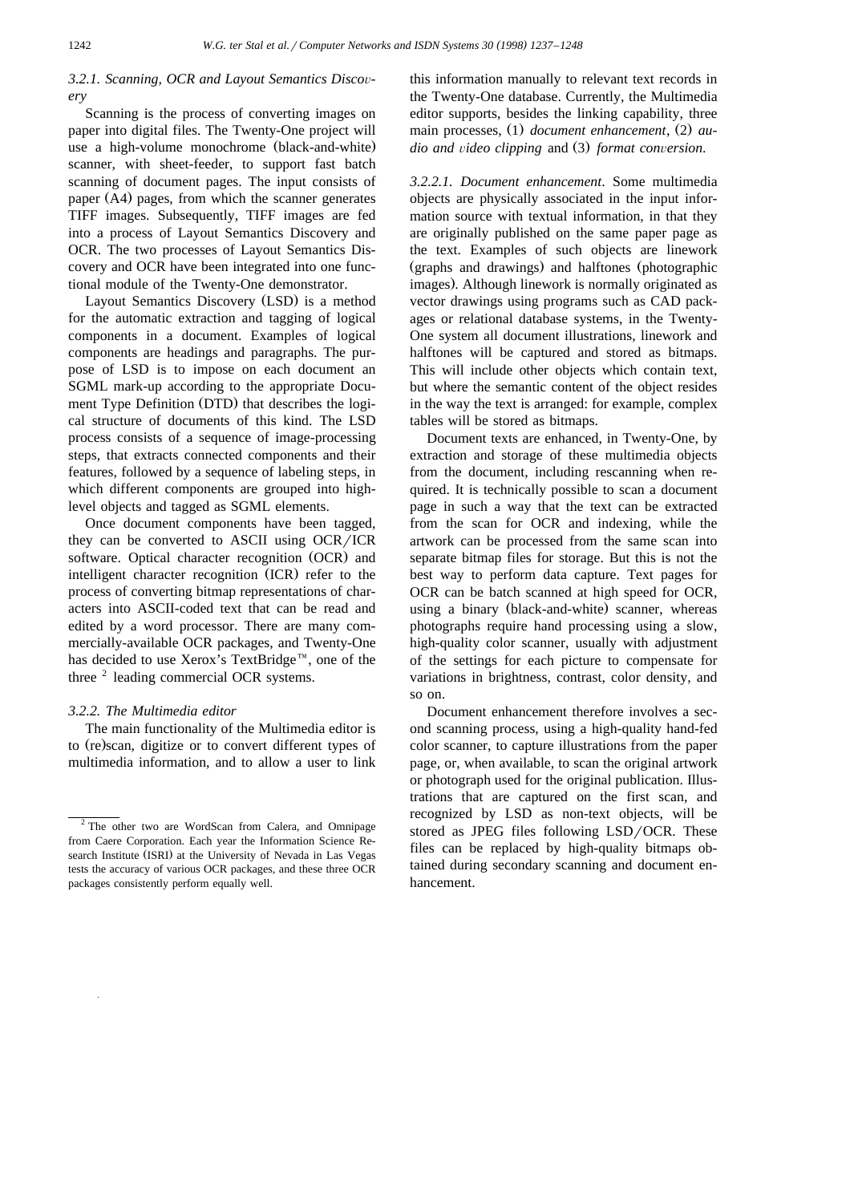#### 3.2.1. Scanning, OCR and Layout Semantics Discovery

Scanning is the process of converting images on paper into digital files. The Twenty-One project will use a high-volume monochrome (black-and-white) scanner, with sheet-feeder, to support fast batch scanning of document pages. The input consists of paper (A4) pages, from which the scanner generates TIFF images. Subsequently, TIFF images are fed into a process of Layout Semantics Discovery and OCR. The two processes of Layout Semantics Discovery and OCR have been integrated into one functional module of the Twenty-One demonstrator.

Layout Semantics Discovery (LSD) is a method for the automatic extraction and tagging of logical components in a document. Examples of logical components are headings and paragraphs. The purpose of LSD is to impose on each document an SGML mark-up according to the appropriate Document Type Definition (DTD) that describes the logical structure of documents of this kind. The LSD process consists of a sequence of image-processing steps, that extracts connected components and their features, followed by a sequence of labeling steps, in which different components are grouped into high-level objects and tagged as SGML elements.

Once document components have been tagged, they can be converted to ASCII using OCR/ICR software. Optical character recognition (OCR) and intelligent character recognition (ICR) refer to the process of converting bitmap representations of characters into ASCII-coded text that can be read and edited by a word processor. There are many commercially-available OCR packages, and Twenty-One has decided to use Xerox's TextBridge™, one of the three [2] leading commercial OCR systems.

#### 3.2.2. The Multimedia editor

The main functionality of the Multimedia editor is to (re)scan, digitize or to convert different types of multimedia information, and to allow a user to link this information manually to relevant text records in the Twenty-One database. Currently, the Multimedia editor supports, besides the linking capability, three main processes, (1) *document enhancement*, (2) *audio and video clipping* and (3) *format conversion*.

*3.2.2.1. Document enhancement*. Some multimedia objects are physically associated in the input information source with textual information, in that they are originally published on the same paper page as the text. Examples of such objects are linework (graphs and drawings) and halftones (photographic images). Although linework is normally originated as vector drawings using programs such as CAD packages or relational database systems, in the Twenty-One system all document illustrations, linework and halftones will be captured and stored as bitmaps. This will include other objects which contain text, but where the semantic content of the object resides in the way the text is arranged: for example, complex tables will be stored as bitmaps.

Document texts are enhanced, in Twenty-One, by extraction and storage of these multimedia objects from the document, including rescanning when required. It is technically possible to scan a document page in such a way that the text can be extracted from the scan for OCR and indexing, while the artwork can be processed from the same scan into separate bitmap files for storage. But this is not the best way to perform data capture. Text pages for OCR can be batch scanned at high speed for OCR, using a binary (black-and-white) scanner, whereas photographs require hand processing using a slow, high-quality color scanner, usually with adjustment of the settings for each picture to compensate for variations in brightness, contrast, color density, and so on.

Document enhancement therefore involves a second scanning process, using a high-quality hand-fed color scanner, to capture illustrations from the paper page, or, when available, to scan the original artwork or photograph used for the original publication. Illustrations that are captured on the first scan, and recognized by LSD as non-text objects, will be stored as JPEG files following LSD/OCR. These files can be replaced by high-quality bitmaps obtained during secondary scanning and document enhancement.

[2] The other two are WordScan from Calera, and Omnipage from Caere Corporation. Each year the Information Science Research Institute (ISRI) at the University of Nevada in Las Vegas tests the accuracy of various OCR packages, and these three OCR packages consistently perform equally well.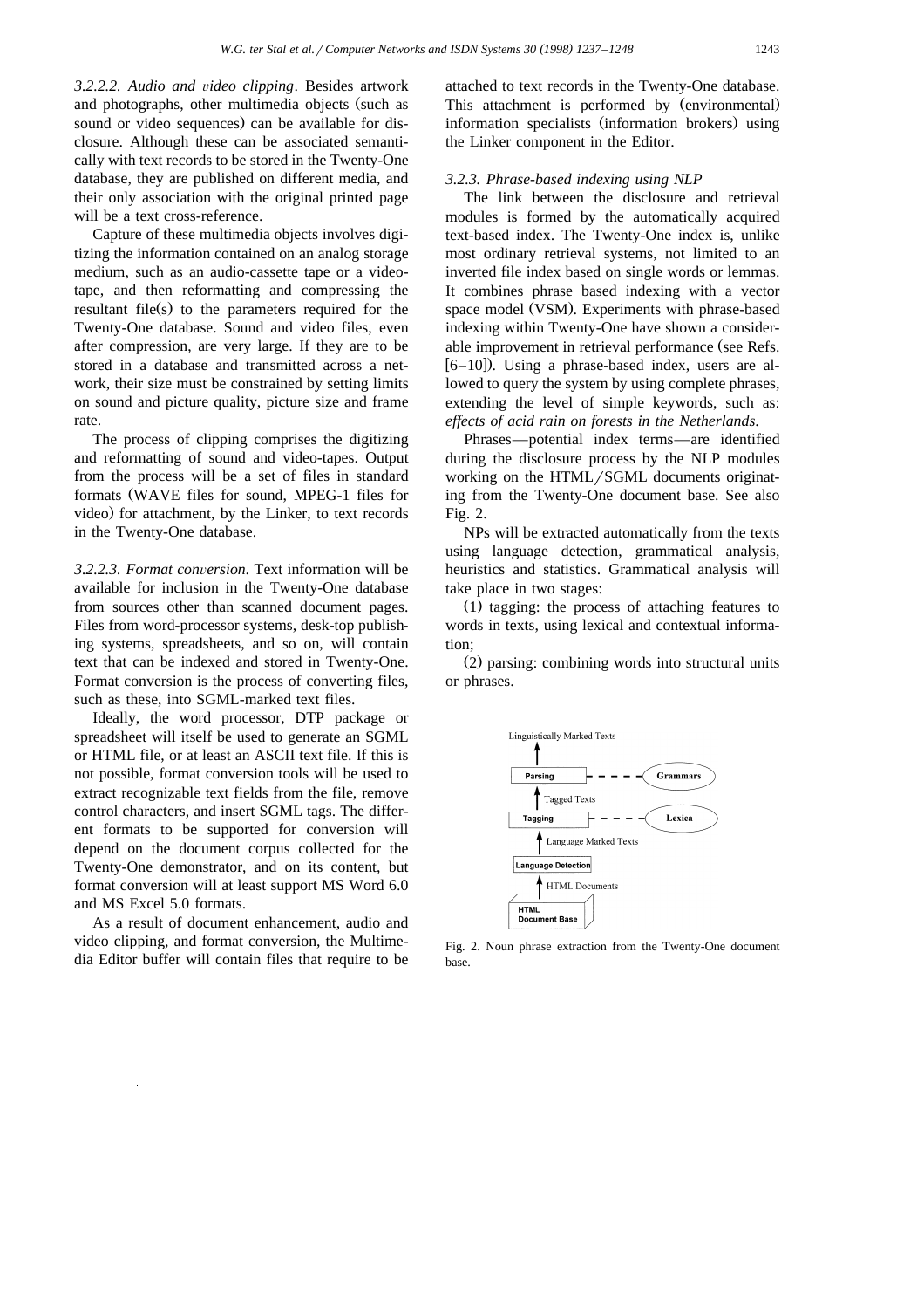*3.2.2.2. Audio and video clipping*. Besides artwork and photographs, other multimedia objects (such as sound or video sequences) can be available for disclosure. Although these can be associated semantically with text records to be stored in the Twenty-One database, they are published on different media, and their only association with the original printed page will be a text cross-reference.

Capture of these multimedia objects involves digitizing the information contained on an analog storage medium, such as an audio-cassette tape or a video-tape, and then reformatting and compressing the resultant file(s) to the parameters required for the Twenty-One database. Sound and video files, even after compression, are very large. If they are to be stored in a database and transmitted across a network, their size must be constrained by setting limits on sound and picture quality, picture size and frame rate.

The process of clipping comprises the digitizing and reformatting of sound and video-tapes. Output from the process will be a set of files in standard formats (WAVE files for sound, MPEG-1 files for video) for attachment, by the Linker, to text records in the Twenty-One database.

*3.2.2.3. Format conversion.* Text information will be available for inclusion in the Twenty-One database from sources other than scanned document pages. Files from word-processor systems, desk-top publishing systems, spreadsheets, and so on, will contain text that can be indexed and stored in Twenty-One. Format conversion is the process of converting files, such as these, into SGML-marked text files.

Ideally, the word processor, DTP package or spreadsheet will itself be used to generate an SGML or HTML file, or at least an ASCII text file. If this is not possible, format conversion tools will be used to extract recognizable text fields from the file, remove control characters, and insert SGML tags. The different formats to be supported for conversion will depend on the document corpus collected for the Twenty-One demonstrator, and on its content, but format conversion will at least support MS Word 6.0 and MS Excel 5.0 formats.

As a result of document enhancement, audio and video clipping, and format conversion, the Multimedia Editor buffer will contain files that require to be attached to text records in the Twenty-One database. This attachment is performed by (environmental) information specialists (information brokers) using the Linker component in the Editor.

*3.2.3. Phrase-based indexing using NLP*

The link between the disclosure and retrieval modules is formed by the automatically acquired text-based index. The Twenty-One index is, unlike most ordinary retrieval systems, not limited to an inverted file index based on single words or lemmas. It combines phrase based indexing with a vector space model (VSM). Experiments with phrase-based indexing within Twenty-One have shown a considerable improvement in retrieval performance (see Refs. [6–10]). Using a phrase-based index, users are allowed to query the system by using complete phrases, extending the level of simple keywords, such as: *effects of acid rain on forests in the Netherlands*.

Phrases—potential index terms—are identified during the disclosure process by the NLP modules working on the HTML/SGML documents originating from the Twenty-One document base. See also Fig. 2.

NPs will be extracted automatically from the texts using language detection, grammatical analysis, heuristics and statistics. Grammatical analysis will take place in two stages:

(1) tagging: the process of attaching features to words in texts, using lexical and contextual information;

(2) parsing: combining words into structural units or phrases.

Linguistically Marked Texts
Parsing
Grammars
Tagged Texts
Tagging
Lexica
Language Marked Texts
Language Detection
HTML Documents
HTML Document Base

Fig. 2. Noun phrase extraction from the Twenty-One document base.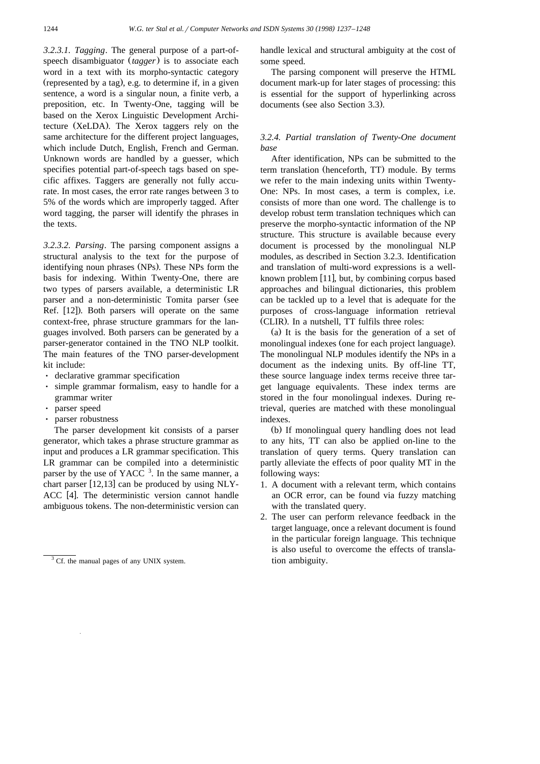*3.2.3.1. Tagging*. The general purpose of a part-of-speech disambiguator (*tagger*) is to associate each word in a text with its morpho-syntactic category (represented by a tag), e.g. to determine if, in a given sentence, a word is a singular noun, a finite verb, a preposition, etc. In Twenty-One, tagging will be based on the Xerox Linguistic Development Architecture (XeLDA). The Xerox taggers rely on the same architecture for the different project languages, which include Dutch, English, French and German. Unknown words are handled by a guesser, which specifies potential part-of-speech tags based on specific affixes. Taggers are generally not fully accurate. In most cases, the error rate ranges between 3 to 5% of the words which are improperly tagged. After word tagging, the parser will identify the phrases in the texts.

*3.2.3.2. Parsing*. The parsing component assigns a structural analysis to the text for the purpose of identifying noun phrases (NPs). These NPs form the basis for indexing. Within Twenty-One, there are two types of parsers available, a deterministic LR parser and a non-deterministic Tomita parser (see Ref. [12]). Both parsers will operate on the same context-free, phrase structure grammars for the languages involved. Both parsers can be generated by a parser-generator contained in the TNO NLP toolkit. The main features of the TNO parser-development kit include:

- declarative grammar specification
- simple grammar formalism, easy to handle for a grammar writer
- parser speed
- parser robustness

The parser development kit consists of a parser generator, which takes a phrase structure grammar as input and produces a LR grammar specification. This LR grammar can be compiled into a deterministic parser by the use of YACC [3]. In the same manner, a chart parser [12,13] can be produced by using NLYACC [4]. The deterministic version cannot handle ambiguous tokens. The non-deterministic version can handle lexical and structural ambiguity at the cost of some speed.

The parsing component will preserve the HTML document mark-up for later stages of processing: this is essential for the support of hyperlinking across documents (see also Section 3.3).

[3] Cf. the manual pages of any UNIX system.

### *3.2.4. Partial translation of Twenty-One document base*

After identification, NPs can be submitted to the term translation (henceforth, TT) module. By terms we refer to the main indexing units within Twenty-One: NPs. In most cases, a term is complex, i.e. consists of more than one word. The challenge is to develop robust term translation techniques which can preserve the morpho-syntactic information of the NP structure. This structure is available because every document is processed by the monolingual NLP modules, as described in Section 3.2.3. Identification and translation of multi-word expressions is a well-known problem [11], but, by combining corpus based approaches and bilingual dictionaries, this problem can be tackled up to a level that is adequate for the purposes of cross-language information retrieval (CLIR). In a nutshell, TT fulfils three roles:

(a) It is the basis for the generation of a set of monolingual indexes (one for each project language). The monolingual NLP modules identify the NPs in a document as the indexing units. By off-line TT, these source language index terms receive three target language equivalents. These index terms are stored in the four monolingual indexes. During retrieval, queries are matched with these monolingual indexes.

(b) If monolingual query handling does not lead to any hits, TT can also be applied on-line to the translation of query terms. Query translation can partly alleviate the effects of poor quality MT in the following ways:

1. A document with a relevant term, which contains an OCR error, can be found via fuzzy matching with the translated query.
2. The user can perform relevance feedback in the target language, once a relevant document is found in the particular foreign language. This technique is also useful to overcome the effects of translation ambiguity.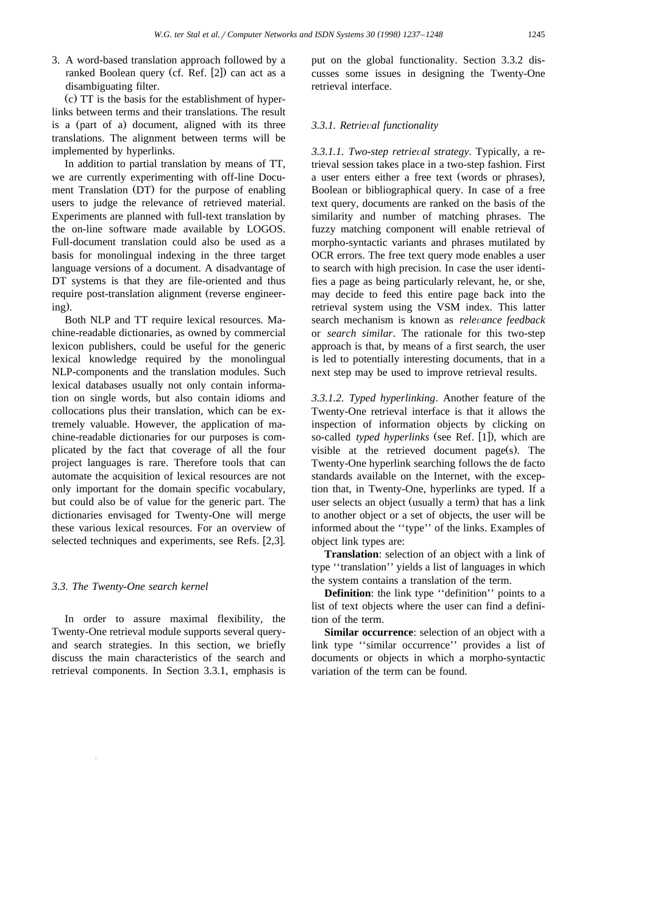3. A word-based translation approach followed by a ranked Boolean query (cf. Ref. [2]) can act as a disambiguating filter.

(c) TT is the basis for the establishment of hyperlinks between terms and their translations. The result is a (part of a) document, aligned with its three translations. The alignment between terms will be implemented by hyperlinks.

In addition to partial translation by means of TT, we are currently experimenting with off-line Document Translation (DT) for the purpose of enabling users to judge the relevance of retrieved material. Experiments are planned with full-text translation by the on-line software made available by LOGOS. Full-document translation could also be used as a basis for monolingual indexing in the three target language versions of a document. A disadvantage of DT systems is that they are file-oriented and thus require post-translation alignment (reverse engineering).

Both NLP and TT require lexical resources. Machine-readable dictionaries, as owned by commercial lexicon publishers, could be useful for the generic lexical knowledge required by the monolingual NLP-components and the translation modules. Such lexical databases usually not only contain information on single words, but also contain idioms and collocations plus their translation, which can be extremely valuable. However, the application of machine-readable dictionaries for our purposes is complicated by the fact that coverage of all the four project languages is rare. Therefore tools that can automate the acquisition of lexical resources are not only important for the domain specific vocabulary, but could also be of value for the generic part. The dictionaries envisaged for Twenty-One will merge these various lexical resources. For an overview of selected techniques and experiments, see Refs. [2,3].

### *3.3. The Twenty-One search kernel*

In order to assure maximal flexibility, the Twenty-One retrieval module supports several query- and search strategies. In this section, we briefly discuss the main characteristics of the search and retrieval components. In Section 3.3.1, emphasis is put on the global functionality. Section 3.3.2 discusses some issues in designing the Twenty-One retrieval interface.

#### *3.3.1. Retrieval functionality*

*3.3.1.1. Two-step retrieval strategy*. Typically, a retrieval session takes place in a two-step fashion. First a user enters either a free text (words or phrases), Boolean or bibliographical query. In case of a free text query, documents are ranked on the basis of the similarity and number of matching phrases. The fuzzy matching component will enable retrieval of morpho-syntactic variants and phrases mutilated by OCR errors. The free text query mode enables a user to search with high precision. In case the user identifies a page as being particularly relevant, he, or she, may decide to feed this entire page back into the retrieval system using the VSM index. This latter search mechanism is known as *relevance feedback* or *search similar*. The rationale for this two-step approach is that, by means of a first search, the user is led to potentially interesting documents, that in a next step may be used to improve retrieval results.

*3.3.1.2. Typed hyperlinking*. Another feature of the Twenty-One retrieval interface is that it allows the inspection of information objects by clicking on so-called *typed hyperlinks* (see Ref. [1]), which are visible at the retrieved document page(s). The Twenty-One hyperlink searching follows the de facto standards available on the Internet, with the exception that, in Twenty-One, hyperlinks are typed. If a user selects an object (usually a term) that has a link to another object or a set of objects, the user will be informed about the ''type'' of the links. Examples of object link types are:

**Translation**: selection of an object with a link of type ''translation'' yields a list of languages in which the system contains a translation of the term.

**Definition**: the link type ''definition'' points to a list of text objects where the user can find a definition of the term.

**Similar occurrence**: selection of an object with a link type ''similar occurrence'' provides a list of documents or objects in which a morpho-syntactic variation of the term can be found.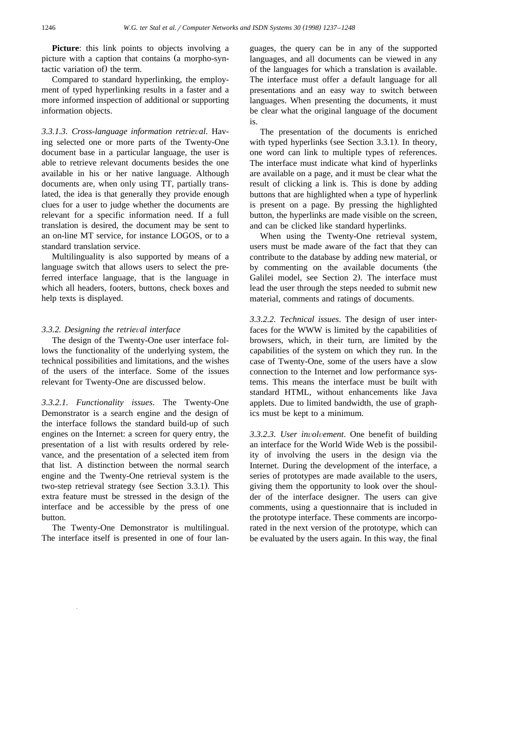**Picture**: this link points to objects involving a picture with a caption that contains (a morpho-syntactic variation of) the term.

Compared to standard hyperlinking, the employment of typed hyperlinking results in a faster and a more informed inspection of additional or supporting information objects.

*3.3.1.3. Cross-language information retrieval*. Having selected one or more parts of the Twenty-One document base in a particular language, the user is able to retrieve relevant documents besides the one available in his or her native language. Although documents are, when only using TT, partially translated, the idea is that generally they provide enough clues for a user to judge whether the documents are relevant for a specific information need. If a full translation is desired, the document may be sent to an on-line MT service, for instance LOGOS, or to a standard translation service.

Multilinguality is also supported by means of a language switch that allows users to select the preferred interface language, that is the language in which all headers, footers, buttons, check boxes and help texts is displayed.

### *3.3.2. Designing the retrieval interface*

The design of the Twenty-One user interface follows the functionality of the underlying system, the technical possibilities and limitations, and the wishes of the users of the interface. Some of the issues relevant for Twenty-One are discussed below.

*3.3.2.1. Functionality issues*. The Twenty-One Demonstrator is a search engine and the design of the interface follows the standard build-up of such engines on the Internet: a screen for query entry, the presentation of a list with results ordered by relevance, and the presentation of a selected item from that list. A distinction between the normal search engine and the Twenty-One retrieval system is the two-step retrieval strategy (see Section 3.3.1). This extra feature must be stressed in the design of the interface and be accessible by the press of one button.

The Twenty-One Demonstrator is multilingual. The interface itself is presented in one of four languages, the query can be in any of the supported languages, and all documents can be viewed in any of the languages for which a translation is available. The interface must offer a default language for all presentations and an easy way to switch between languages. When presenting the documents, it must be clear what the original language of the document is.

The presentation of the documents is enriched with typed hyperlinks (see Section 3.3.1). In theory, one word can link to multiple types of references. The interface must indicate what kind of hyperlinks are available on a page, and it must be clear what the result of clicking a link is. This is done by adding buttons that are highlighted when a type of hyperlink is present on a page. By pressing the highlighted button, the hyperlinks are made visible on the screen, and can be clicked like standard hyperlinks.

When using the Twenty-One retrieval system, users must be made aware of the fact that they can contribute to the database by adding new material, or by commenting on the available documents (the Galilei model, see Section 2). The interface must lead the user through the steps needed to submit new material, comments and ratings of documents.

*3.3.2.2. Technical issues*. The design of user interfaces for the WWW is limited by the capabilities of browsers, which, in their turn, are limited by the capabilities of the system on which they run. In the case of Twenty-One, some of the users have a slow connection to the Internet and low performance systems. This means the interface must be built with standard HTML, without enhancements like Java applets. Due to limited bandwidth, the use of graphics must be kept to a minimum.

*3.3.2.3. User involvement*. One benefit of building an interface for the World Wide Web is the possibility of involving the users in the design via the Internet. During the development of the interface, a series of prototypes are made available to the users, giving them the opportunity to look over the shoulder of the interface designer. The users can give comments, using a questionnaire that is included in the prototype interface. These comments are incorporated in the next version of the prototype, which can be evaluated by the users again. In this way, the final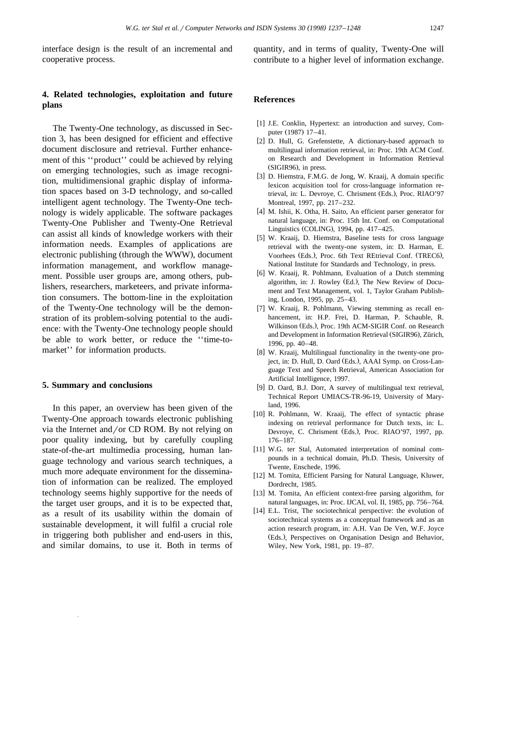interface design is the result of an incremental and cooperative process.

## 4. Related technologies, exploitation and future plans

The Twenty-One technology, as discussed in Section 3, has been designed for efficient and effective document disclosure and retrieval. Further enhancement of this ''product'' could be achieved by relying on emerging technologies, such as image recognition, multidimensional graphic display of information spaces based on 3-D technology, and so-called intelligent agent technology. The Twenty-One technology is widely applicable. The software packages Twenty-One Publisher and Twenty-One Retrieval can assist all kinds of knowledge workers with their information needs. Examples of applications are electronic publishing (through the WWW), document information management, and workflow management. Possible user groups are, among others, publishers, researchers, marketeers, and private information consumers. The bottom-line in the exploitation of the Twenty-One technology will be the demonstration of its problem-solving potential to the audience: with the Twenty-One technology people should be able to work better, or reduce the ''time-to-market'' for information products.

## 5. Summary and conclusions

In this paper, an overview has been given of the Twenty-One approach towards electronic publishing via the Internet and/or CD ROM. By not relying on poor quality indexing, but by carefully coupling state-of-the-art multimedia processing, human language technology and various search techniques, a much more adequate environment for the dissemination of information can be realized. The employed technology seems highly supportive for the needs of the target user groups, and it is to be expected that, as a result of its usability within the domain of sustainable development, it will fulfil a crucial role in triggering both publisher and end-users in this, and similar domains, to use it. Both in terms of quantity, and in terms of quality, Twenty-One will contribute to a higher level of information exchange.

## References

[1] J.E. Conklin, Hypertext: an introduction and survey, Computer (1987) 17–41.

[2] D. Hull, G. Grefenstette, A dictionary-based approach to multilingual information retrieval, in: Proc. 19th ACM Conf. on Research and Development in Information Retrieval (SIGIR96), in press.

[3] D. Hiemstra, F.M.G. de Jong, W. Kraaij, A domain specific lexicon acquisition tool for cross-language information retrieval, in: L. Devroye, C. Chrisment (Eds.), Proc. RIAO'97 Montreal, 1997, pp. 217–232.

[4] M. Ishii, K. Otha, H. Saito, An efficient parser generator for natural language, in: Proc. 15th Int. Conf. on Computational Linguistics (COLING), 1994, pp. 417–425.

[5] W. Kraaij, D. Hiemstra, Baseline tests for cross language retrieval with the twenty-one system, in: D. Harman, E. Voorhees (Eds.), Proc. 6th Text REtrieval Conf. (TREC6), National Institute for Standards and Technology, in press.

[6] W. Kraaij, R. Pohlmann, Evaluation of a Dutch stemming algorithm, in: J. Rowley (Ed.), The New Review of Document and Text Management, vol. 1, Taylor Graham Publishing, London, 1995, pp. 25–43.

[7] W. Kraaij, R. Pohlmann, Viewing stemming as recall enhancement, in: H.P. Frei, D. Harman, P. Schauble, R. Wilkinson (Eds.), Proc. 19th ACM-SIGIR Conf. on Research and Development in Information Retrieval (SIGIR96), Zürich, 1996, pp. 40–48.

[8] W. Kraaij, Multilingual functionality in the twenty-one project, in: D. Hull, D. Oard (Eds.), AAAI Symp. on Cross-Language Text and Speech Retrieval, American Association for Artificial Intelligence, 1997.

[9] D. Oard, B.J. Dorr, A survey of multilingual text retrieval, Technical Report UMIACS-TR-96-19, University of Maryland, 1996.

[10] R. Pohlmann, W. Kraaij, The effect of syntactic phrase indexing on retrieval performance for Dutch texts, in: L. Devroye, C. Chrisment (Eds.), Proc. RIAO'97, 1997, pp. 176–187.

[11] W.G. ter Stal, Automated interpretation of nominal compounds in a technical domain, Ph.D. Thesis, University of Twente, Enschede, 1996.

[12] M. Tomita, Efficient Parsing for Natural Language, Kluwer, Dordrecht, 1985.

[13] M. Tomita, An efficient context-free parsing algorithm, for natural languages, in: Proc. IJCAI, vol. II, 1985, pp. 756–764.

[14] E.L. Trist, The sociotechnical perspective: the evolution of sociotechnical systems as a conceptual framework and as an action research program, in: A.H. Van De Ven, W.F. Joyce (Eds.), Perspectives on Organisation Design and Behavior, Wiley, New York, 1981, pp. 19–87.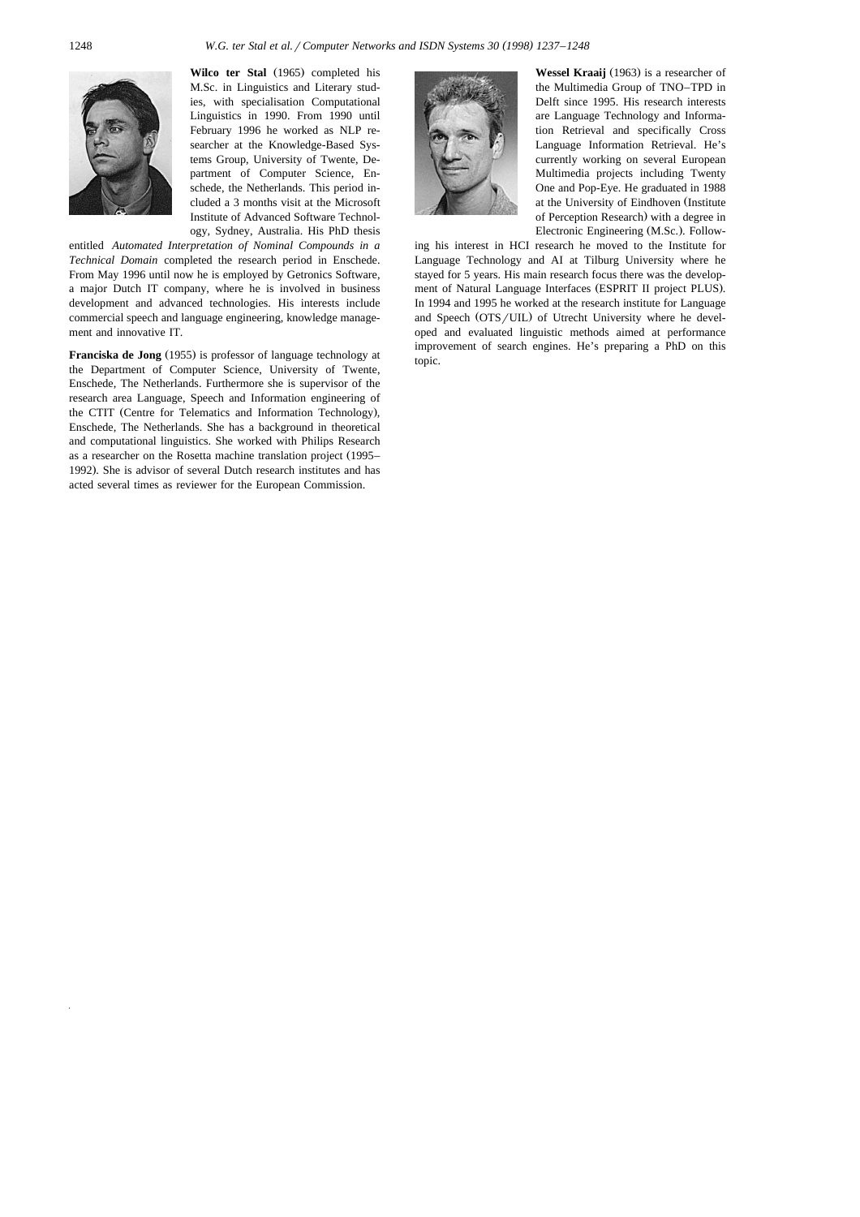**Wilco ter Stal** (1965) completed his M.Sc. in Linguistics and Literary studies, with specialisation Computational Linguistics in 1990. From 1990 until February 1996 he worked as NLP researcher at the Knowledge-Based Systems Group, University of Twente, Department of Computer Science, Enschede, the Netherlands. This period included a 3 months visit at the Microsoft Institute of Advanced Software Technology, Sydney, Australia. His PhD thesis entitled *Automated Interpretation of Nominal Compounds in a Technical Domain* completed the research period in Enschede. From May 1996 until now he is employed by Getronics Software, a major Dutch IT company, where he is involved in business development and advanced technologies. His interests include commercial speech and language engineering, knowledge management and innovative IT.

**Franciska de Jong** (1955) is professor of language technology at the Department of Computer Science, University of Twente, Enschede, The Netherlands. Furthermore she is supervisor of the research area Language, Speech and Information engineering of the CTIT (Centre for Telematics and Information Technology), Enschede, The Netherlands. She has a background in theoretical and computational linguistics. She worked with Philips Research as a researcher on the Rosetta machine translation project (1995–1992). She is advisor of several Dutch research institutes and has acted several times as reviewer for the European Commission.

**Wessel Kraaij** (1963) is a researcher of the Multimedia Group of TNO–TPD in Delft since 1995. His research interests are Language Technology and Information Retrieval and specifically Cross Language Information Retrieval. He's currently working on several European Multimedia projects including Twenty One and Pop-Eye. He graduated in 1988 at the University of Eindhoven (Institute of Perception Research) with a degree in Electronic Engineering (M.Sc.). Following his interest in HCI research he moved to the Institute for Language Technology and AI at Tilburg University where he stayed for 5 years. His main research focus there was the development of Natural Language Interfaces (ESPRIT II project PLUS). In 1994 and 1995 he worked at the research institute for Language and Speech (OTS/UIL) of Utrecht University where he developed and evaluated linguistic methods aimed at performance improvement of search engines. He's preparing a PhD on this topic.